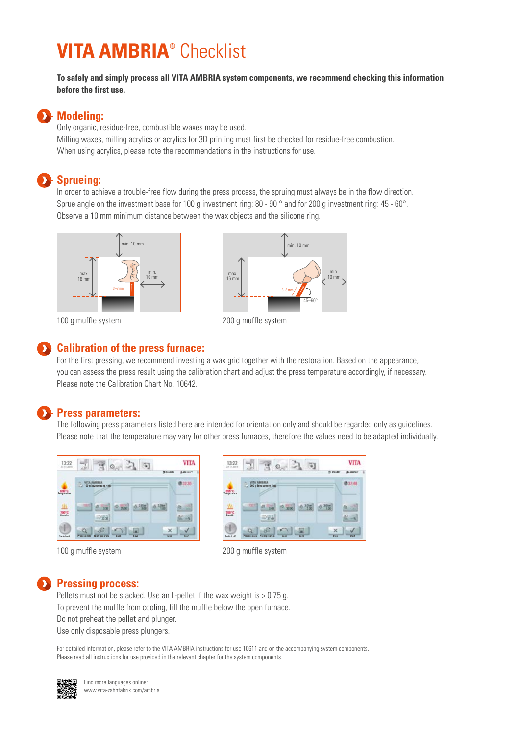# **VITA AMBRIA®** Checklist

**To safely and simply process all VITA AMBRIA system components, we recommend checking this information before the first use.**

## Modeling:

Only organic, residue-free, combustible waxes may be used.
Milling waxes, milling acrylics or acrylics for 3D printing must first be checked for residue-free combustion.
When using acrylics, please note the recommendations in the instructions for use.

## Spruing:

In order to achieve a trouble-free flow during the press process, the spruing must always be in the flow direction.
Sprue angle on the investment base for 100 g investment ring: 80 - 90 ° and for 200 g investment ring: 45 - 60°.
Observe a 10 mm minimum distance between the wax objects and the silicone ring.

100 g muffle system

200 g muffle system

## Calibration of the press furnace:

For the first pressing, we recommend investing a wax grid together with the restoration. Based on the appearance, you can assess the press result using the calibration chart and adjust the press temperature accordingly, if necessary.
Please note the Calibration Chart No. 10642.

## Press parameters:

The following press parameters listed here are intended for orientation only and should be regarded only as guidelines.
Please note that the temperature may vary for other press furnaces, therefore the values need to be adapted individually.

100 g muffle system

200 g muffle system

## Pressing process:

Pellets must not be stacked. Use an L-pellet if the wax weight is > 0.75 g.
To prevent the muffle from cooling, fill the muffle below the open furnace.
Do not preheat the pellet and plunger.
Use only disposable press plungers.

For detailed information, please refer to the VITA AMBRIA instructions for use 10611 and on the accompanying system components.
Please read all instructions for use provided in the relevant chapter for the system components.

Find more languages online:
www.vita-zahnfabrik.com/ambria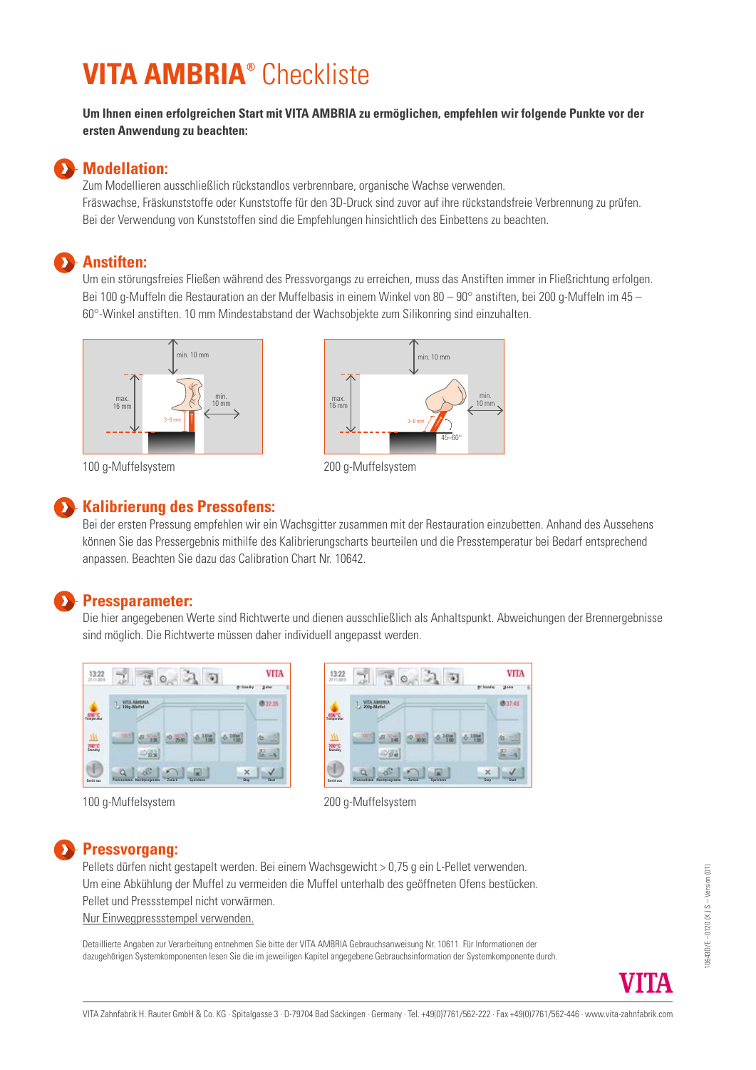# VITA AMBRIA® Checkliste

**Um Ihnen einen erfolgreichen Start mit VITA AMBRIA zu ermöglichen, empfehlen wir folgende Punkte vor der ersten Anwendung zu beachten:**

## Modellation:

Zum Modellieren ausschließlich rückstandlos verbrennbare, organische Wachse verwenden.
Fräswachse, Fräskunststoffe oder Kunststoffe für den 3D-Druck sind zuvor auf ihre rückstandsfreie Verbrennung zu prüfen.
Bei der Verwendung von Kunststoffen sind die Empfehlungen hinsichtlich des Einbettens zu beachten.

## Anstiften:

Um ein störungsfreies Fließen während des Pressvorgangs zu erreichen, muss das Anstiften immer in Fließrichtung erfolgen.
Bei 100 g-Muffeln die Restauration an der Muffelbasis in einem Winkel von 80 – 90° anstiften, bei 200 g-Muffeln im 45 – 60°-Winkel anstiften. 10 mm Mindestabstand der Wachsobjekte zum Silikonring sind einzuhalten.

min. 10 mm
max. 16 mm
min. 10 mm
3–8 mm

100 g-Muffelsystem

min. 10 mm
max. 16 mm
min. 10 mm
3–8 mm
45–60°

200 g-Muffelsystem

## Kalibrierung des Pressofens:

Bei der ersten Pressung empfehlen wir ein Wachsgitter zusammen mit der Restauration einzubetten. Anhand des Aussehens können Sie das Pressergebnis mithilfe des Kalibrierungscharts beurteilen und die Presstemperatur bei Bedarf entsprechend anpassen. Beachten Sie dazu das Calibration Chart Nr. 10642.

## Pressparameter:

Die hier angegebenen Werte sind Richtwerte und dienen ausschließlich als Anhaltspunkt. Abweichungen der Brennergebnisse sind möglich. Die Richtwerte müssen daher individuell angepasst werden.

100 g-Muffelsystem

200 g-Muffelsystem

## Pressvorgang:

Pellets dürfen nicht gestapelt werden. Bei einem Wachsgewicht > 0,75 g ein L-Pellet verwenden.
Um eine Abkühlung der Muffel zu vermeiden die Muffel unterhalb des geöffneten Ofens bestücken.
Pellet und Pressstempel nicht vorwärmen.
<u>Nur Einwegpressstempel verwenden.</u>

Detaillierte Angaben zur Verarbeitung entnehmen Sie bitte der VITA AMBRIA Gebrauchsanweisung Nr. 10611. Für Informationen der dazugehörigen Systemkomponenten lesen Sie die im jeweiligen Kapitel angegebene Gebrauchsinformation der Systemkomponente durch.

10643D/E – 0120 (X.) S – Version (01)

VITA

VITA Zahnfabrik H. Rauter GmbH & Co. KG · Spitalgasse 3 · D-79704 Bad Säckingen · Germany · Tel. +49(0)7761/562-222 · Fax +49(0)7761/562-446 · www.vita-zahnfabrik.com